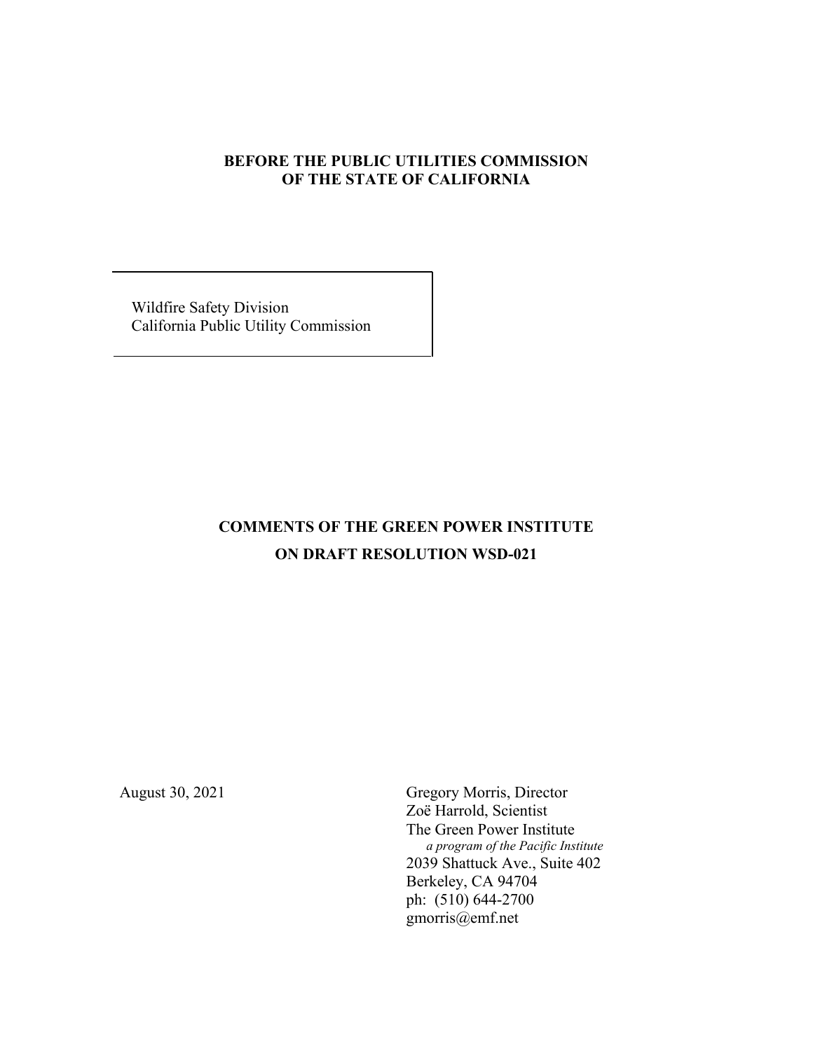**BEFORE THE PUBLIC UTILITIES COMMISSION**
**OF THE STATE OF CALIFORNIA**

Wildfire Safety Division
California Public Utility Commission

**COMMENTS OF THE GREEN POWER INSTITUTE**
**ON DRAFT RESOLUTION WSD-021**

August 30, 2021

Gregory Morris, Director
Zoë Harrold, Scientist
The Green Power Institute
*a program of the Pacific Institute*
2039 Shattuck Ave., Suite 402
Berkeley, CA 94704
ph: (510) 644-2700
gmorris@emf.net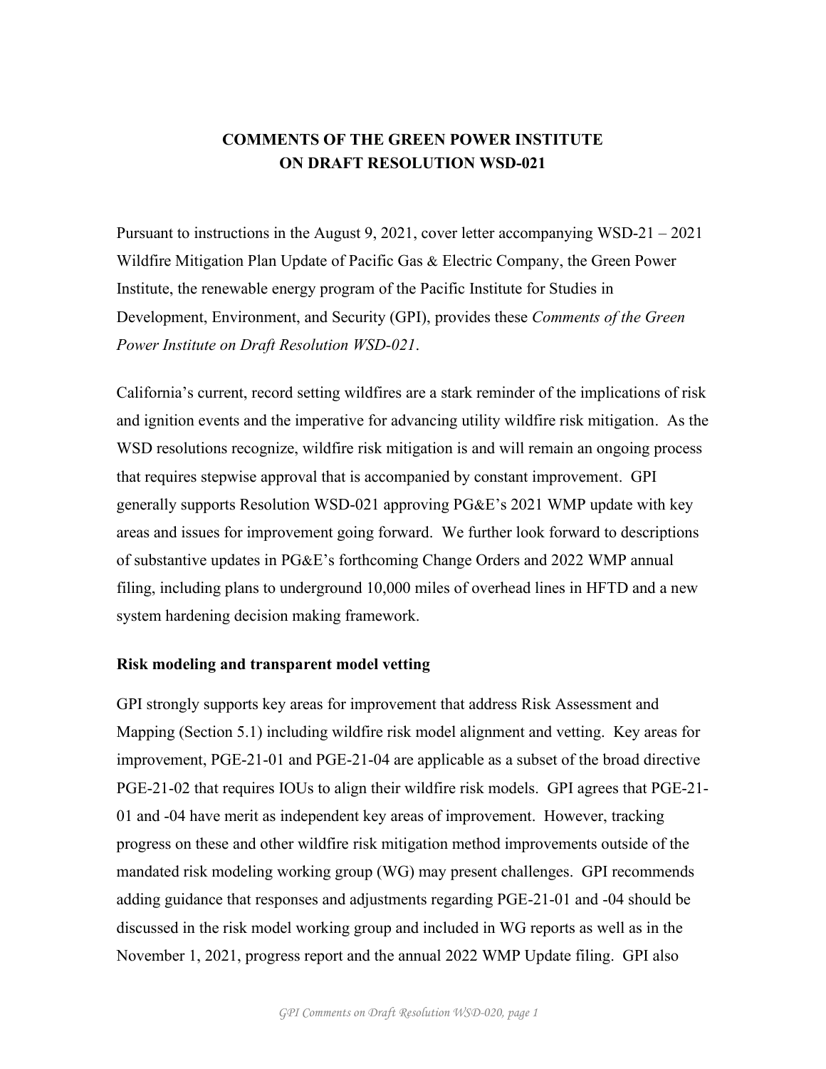**COMMENTS OF THE GREEN POWER INSTITUTE ON DRAFT RESOLUTION WSD-021**

Pursuant to instructions in the August 9, 2021, cover letter accompanying WSD-21 – 2021 Wildfire Mitigation Plan Update of Pacific Gas & Electric Company, the Green Power Institute, the renewable energy program of the Pacific Institute for Studies in Development, Environment, and Security (GPI), provides these *Comments of the Green Power Institute on Draft Resolution WSD-021*.

California's current, record setting wildfires are a stark reminder of the implications of risk and ignition events and the imperative for advancing utility wildfire risk mitigation. As the WSD resolutions recognize, wildfire risk mitigation is and will remain an ongoing process that requires stepwise approval that is accompanied by constant improvement. GPI generally supports Resolution WSD-021 approving PG&E's 2021 WMP update with key areas and issues for improvement going forward. We further look forward to descriptions of substantive updates in PG&E's forthcoming Change Orders and 2022 WMP annual filing, including plans to underground 10,000 miles of overhead lines in HFTD and a new system hardening decision making framework.

**Risk modeling and transparent model vetting**

GPI strongly supports key areas for improvement that address Risk Assessment and Mapping (Section 5.1) including wildfire risk model alignment and vetting. Key areas for improvement, PGE-21-01 and PGE-21-04 are applicable as a subset of the broad directive PGE-21-02 that requires IOUs to align their wildfire risk models. GPI agrees that PGE-21-01 and -04 have merit as independent key areas of improvement. However, tracking progress on these and other wildfire risk mitigation method improvements outside of the mandated risk modeling working group (WG) may present challenges. GPI recommends adding guidance that responses and adjustments regarding PGE-21-01 and -04 should be discussed in the risk model working group and included in WG reports as well as in the November 1, 2021, progress report and the annual 2022 WMP Update filing. GPI also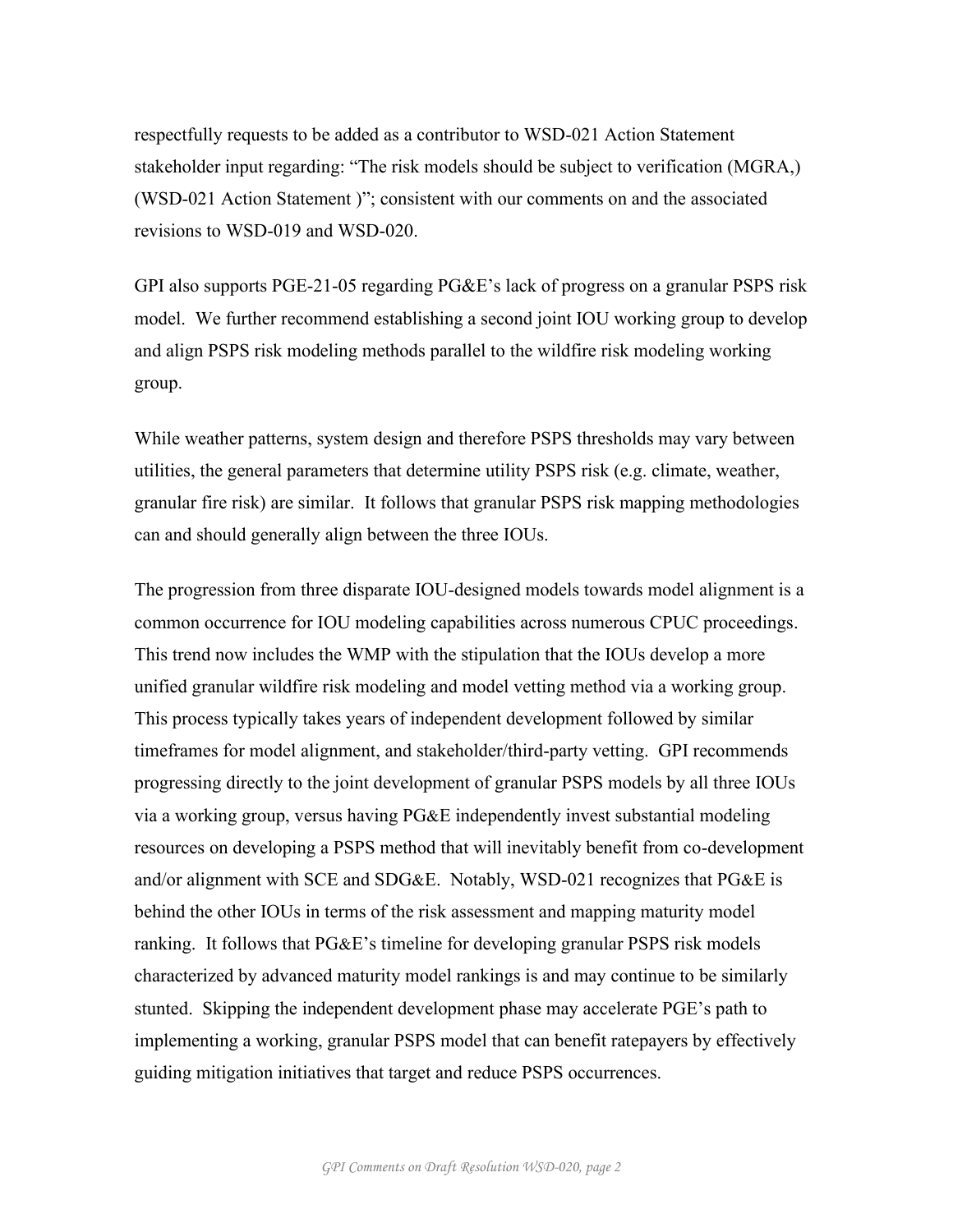respectfully requests to be added as a contributor to WSD-021 Action Statement stakeholder input regarding: "The risk models should be subject to verification (MGRA,) (WSD-021 Action Statement )"; consistent with our comments on and the associated revisions to WSD-019 and WSD-020.

GPI also supports PGE-21-05 regarding PG&E's lack of progress on a granular PSPS risk model. We further recommend establishing a second joint IOU working group to develop and align PSPS risk modeling methods parallel to the wildfire risk modeling working group.

While weather patterns, system design and therefore PSPS thresholds may vary between utilities, the general parameters that determine utility PSPS risk (e.g. climate, weather, granular fire risk) are similar. It follows that granular PSPS risk mapping methodologies can and should generally align between the three IOUs.

The progression from three disparate IOU-designed models towards model alignment is a common occurrence for IOU modeling capabilities across numerous CPUC proceedings. This trend now includes the WMP with the stipulation that the IOUs develop a more unified granular wildfire risk modeling and model vetting method via a working group. This process typically takes years of independent development followed by similar timeframes for model alignment, and stakeholder/third-party vetting. GPI recommends progressing directly to the joint development of granular PSPS models by all three IOUs via a working group, versus having PG&E independently invest substantial modeling resources on developing a PSPS method that will inevitably benefit from co-development and/or alignment with SCE and SDG&E. Notably, WSD-021 recognizes that PG&E is behind the other IOUs in terms of the risk assessment and mapping maturity model ranking. It follows that PG&E's timeline for developing granular PSPS risk models characterized by advanced maturity model rankings is and may continue to be similarly stunted. Skipping the independent development phase may accelerate PGE's path to implementing a working, granular PSPS model that can benefit ratepayers by effectively guiding mitigation initiatives that target and reduce PSPS occurrences.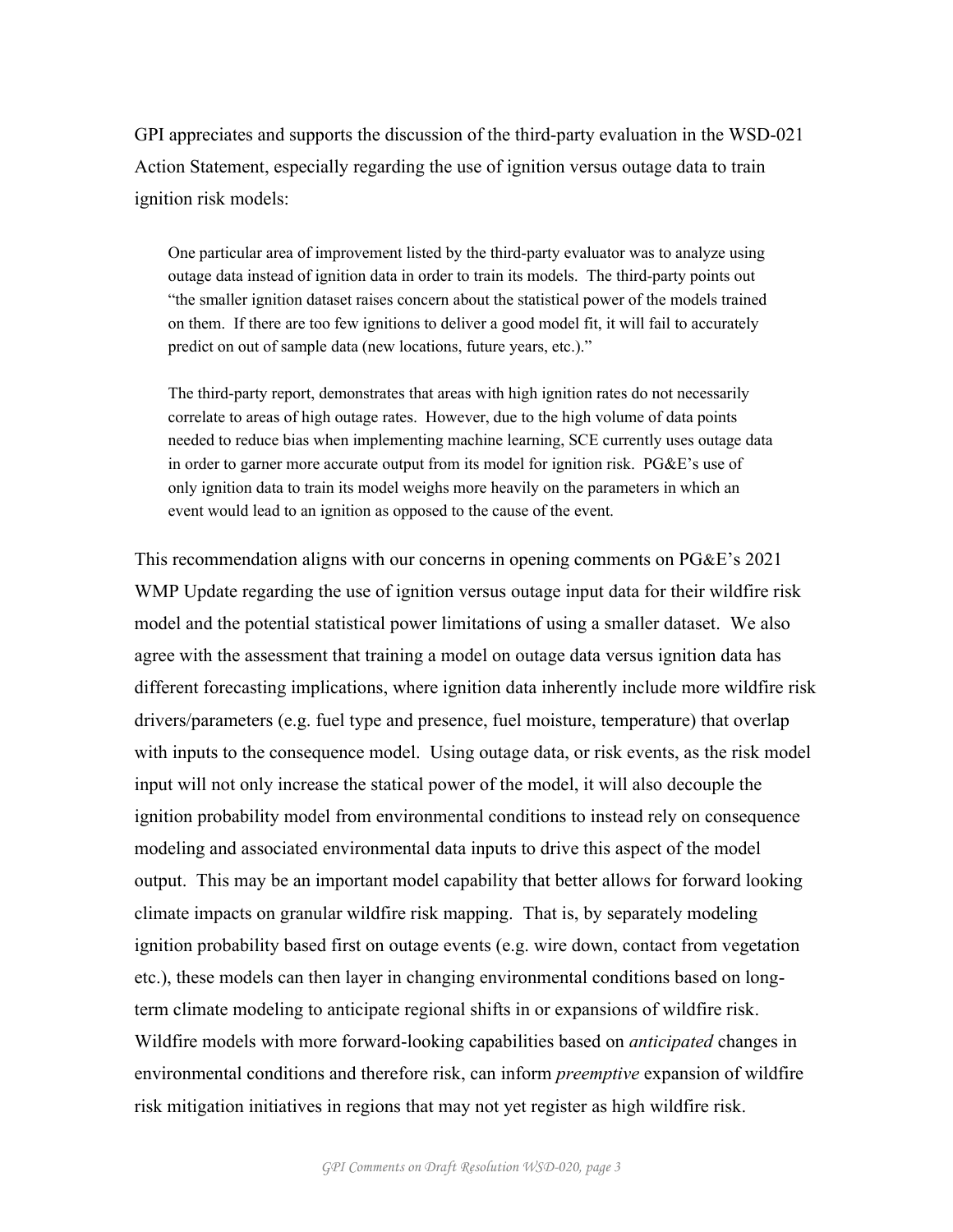GPI appreciates and supports the discussion of the third-party evaluation in the WSD-021 Action Statement, especially regarding the use of ignition versus outage data to train ignition risk models:

> One particular area of improvement listed by the third-party evaluator was to analyze using outage data instead of ignition data in order to train its models. The third-party points out "the smaller ignition dataset raises concern about the statistical power of the models trained on them. If there are too few ignitions to deliver a good model fit, it will fail to accurately predict on out of sample data (new locations, future years, etc.)."
>
> The third-party report, demonstrates that areas with high ignition rates do not necessarily correlate to areas of high outage rates. However, due to the high volume of data points needed to reduce bias when implementing machine learning, SCE currently uses outage data in order to garner more accurate output from its model for ignition risk. PG&E's use of only ignition data to train its model weighs more heavily on the parameters in which an event would lead to an ignition as opposed to the cause of the event.

This recommendation aligns with our concerns in opening comments on PG&E's 2021 WMP Update regarding the use of ignition versus outage input data for their wildfire risk model and the potential statistical power limitations of using a smaller dataset. We also agree with the assessment that training a model on outage data versus ignition data has different forecasting implications, where ignition data inherently include more wildfire risk drivers/parameters (e.g. fuel type and presence, fuel moisture, temperature) that overlap with inputs to the consequence model. Using outage data, or risk events, as the risk model input will not only increase the statical power of the model, it will also decouple the ignition probability model from environmental conditions to instead rely on consequence modeling and associated environmental data inputs to drive this aspect of the model output. This may be an important model capability that better allows for forward looking climate impacts on granular wildfire risk mapping. That is, by separately modeling ignition probability based first on outage events (e.g. wire down, contact from vegetation etc.), these models can then layer in changing environmental conditions based on long-term climate modeling to anticipate regional shifts in or expansions of wildfire risk. Wildfire models with more forward-looking capabilities based on *anticipated* changes in environmental conditions and therefore risk, can inform *preemptive* expansion of wildfire risk mitigation initiatives in regions that may not yet register as high wildfire risk.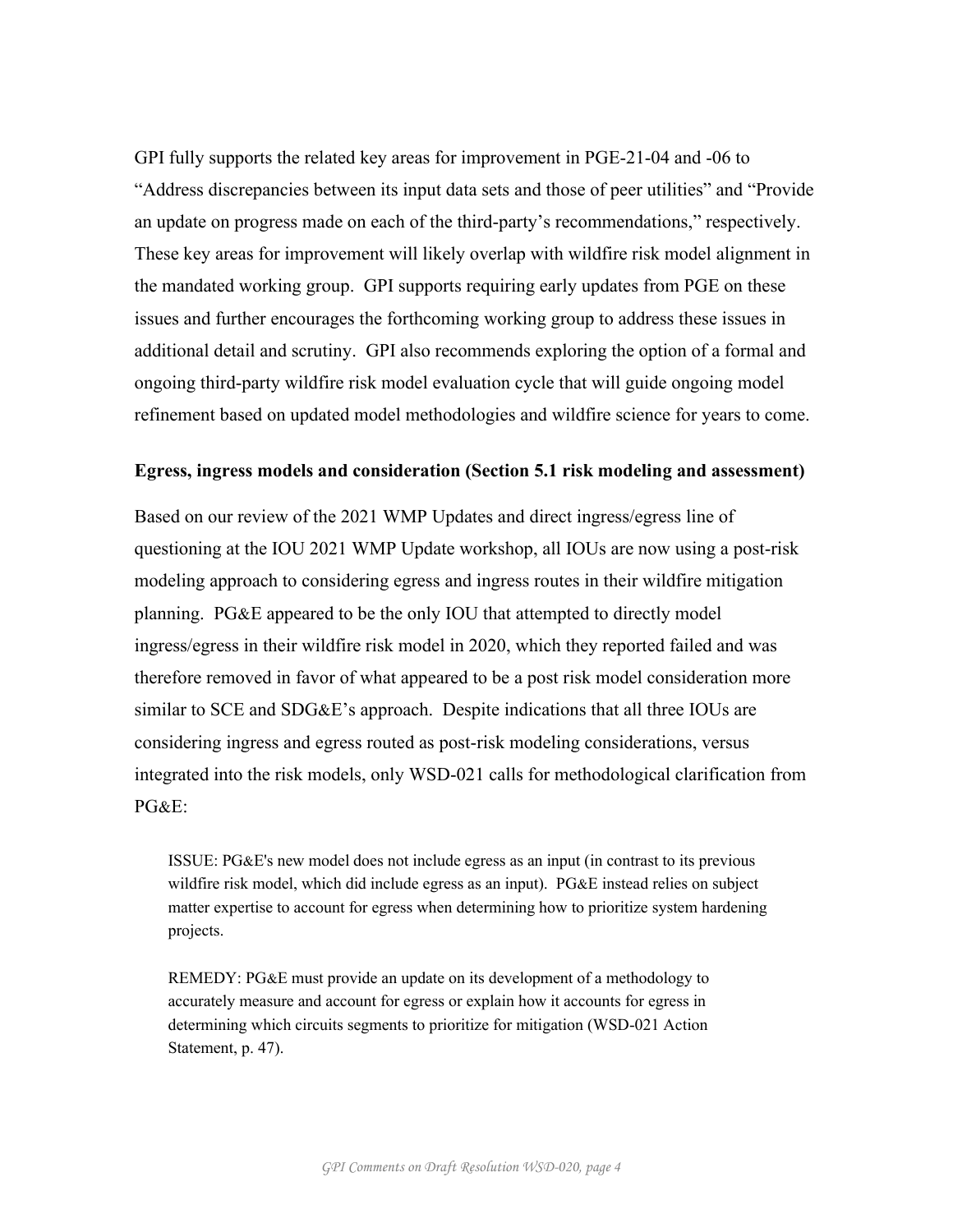GPI fully supports the related key areas for improvement in PGE-21-04 and -06 to "Address discrepancies between its input data sets and those of peer utilities" and "Provide an update on progress made on each of the third-party's recommendations," respectively. These key areas for improvement will likely overlap with wildfire risk model alignment in the mandated working group. GPI supports requiring early updates from PGE on these issues and further encourages the forthcoming working group to address these issues in additional detail and scrutiny. GPI also recommends exploring the option of a formal and ongoing third-party wildfire risk model evaluation cycle that will guide ongoing model refinement based on updated model methodologies and wildfire science for years to come.

**Egress, ingress models and consideration (Section 5.1 risk modeling and assessment)**

Based on our review of the 2021 WMP Updates and direct ingress/egress line of questioning at the IOU 2021 WMP Update workshop, all IOUs are now using a post-risk modeling approach to considering egress and ingress routes in their wildfire mitigation planning. PG&E appeared to be the only IOU that attempted to directly model ingress/egress in their wildfire risk model in 2020, which they reported failed and was therefore removed in favor of what appeared to be a post risk model consideration more similar to SCE and SDG&E's approach. Despite indications that all three IOUs are considering ingress and egress routed as post-risk modeling considerations, versus integrated into the risk models, only WSD-021 calls for methodological clarification from PG&E:

> ISSUE: PG&E's new model does not include egress as an input (in contrast to its previous wildfire risk model, which did include egress as an input). PG&E instead relies on subject matter expertise to account for egress when determining how to prioritize system hardening projects.
>
> REMEDY: PG&E must provide an update on its development of a methodology to accurately measure and account for egress or explain how it accounts for egress in determining which circuits segments to prioritize for mitigation (WSD-021 Action Statement, p. 47).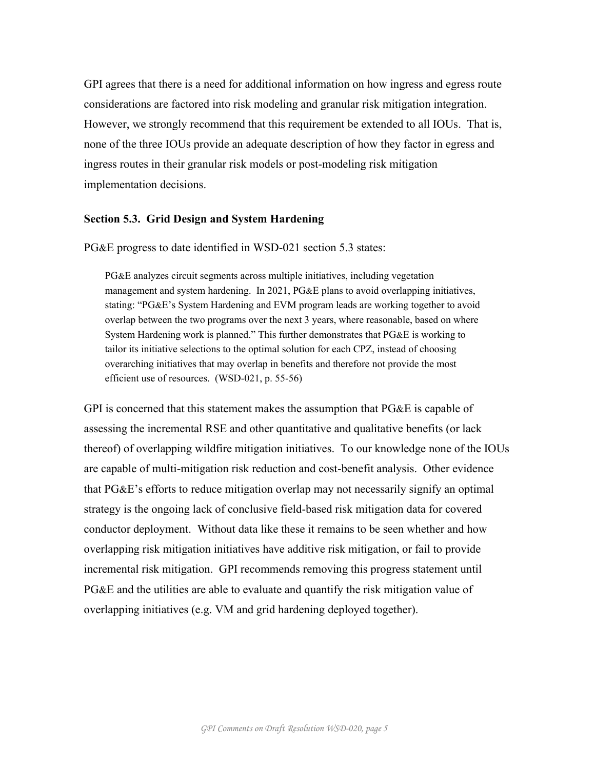GPI agrees that there is a need for additional information on how ingress and egress route considerations are factored into risk modeling and granular risk mitigation integration. However, we strongly recommend that this requirement be extended to all IOUs. That is, none of the three IOUs provide an adequate description of how they factor in egress and ingress routes in their granular risk models or post-modeling risk mitigation implementation decisions.

### Section 5.3. Grid Design and System Hardening

PG&E progress to date identified in WSD-021 section 5.3 states:

> PG&E analyzes circuit segments across multiple initiatives, including vegetation management and system hardening. In 2021, PG&E plans to avoid overlapping initiatives, stating: "PG&E's System Hardening and EVM program leads are working together to avoid overlap between the two programs over the next 3 years, where reasonable, based on where System Hardening work is planned." This further demonstrates that PG&E is working to tailor its initiative selections to the optimal solution for each CPZ, instead of choosing overarching initiatives that may overlap in benefits and therefore not provide the most efficient use of resources. (WSD-021, p. 55-56)

GPI is concerned that this statement makes the assumption that PG&E is capable of assessing the incremental RSE and other quantitative and qualitative benefits (or lack thereof) of overlapping wildfire mitigation initiatives. To our knowledge none of the IOUs are capable of multi-mitigation risk reduction and cost-benefit analysis. Other evidence that PG&E's efforts to reduce mitigation overlap may not necessarily signify an optimal strategy is the ongoing lack of conclusive field-based risk mitigation data for covered conductor deployment. Without data like these it remains to be seen whether and how overlapping risk mitigation initiatives have additive risk mitigation, or fail to provide incremental risk mitigation. GPI recommends removing this progress statement until PG&E and the utilities are able to evaluate and quantify the risk mitigation value of overlapping initiatives (e.g. VM and grid hardening deployed together).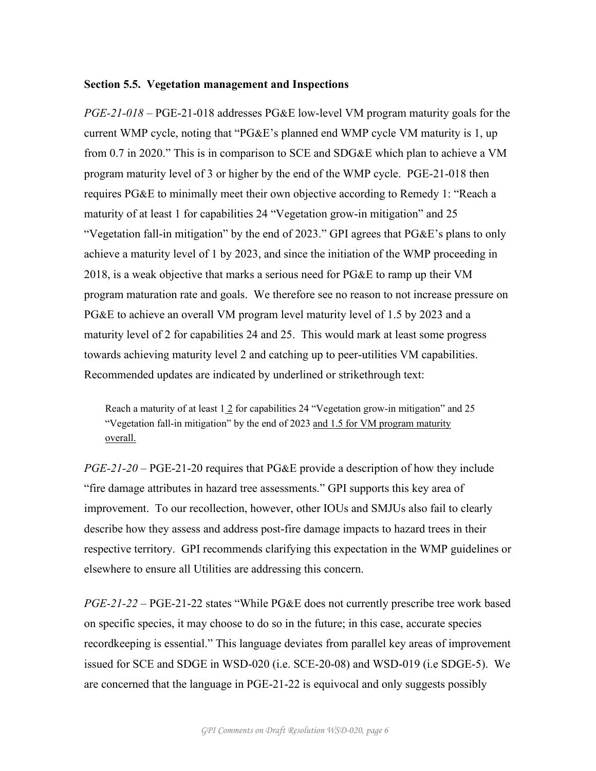**Section 5.5. Vegetation management and Inspections**

*PGE-21-018* – PGE-21-018 addresses PG&E low-level VM program maturity goals for the current WMP cycle, noting that "PG&E's planned end WMP cycle VM maturity is 1, up from 0.7 in 2020." This is in comparison to SCE and SDG&E which plan to achieve a VM program maturity level of 3 or higher by the end of the WMP cycle. PGE-21-018 then requires PG&E to minimally meet their own objective according to Remedy 1: "Reach a maturity of at least 1 for capabilities 24 "Vegetation grow-in mitigation" and 25 "Vegetation fall-in mitigation" by the end of 2023." GPI agrees that PG&E's plans to only achieve a maturity level of 1 by 2023, and since the initiation of the WMP proceeding in 2018, is a weak objective that marks a serious need for PG&E to ramp up their VM program maturation rate and goals. We therefore see no reason to not increase pressure on PG&E to achieve an overall VM program level maturity level of 1.5 by 2023 and a maturity level of 2 for capabilities 24 and 25. This would mark at least some progress towards achieving maturity level 2 and catching up to peer-utilities VM capabilities. Recommended updates are indicated by underlined or strikethrough text:

> Reach a maturity of at least 1 <u>2</u> for capabilities 24 "Vegetation grow-in mitigation" and 25 "Vegetation fall-in mitigation" by the end of 2023 <u>and 1.5 for VM program maturity overall.</u>

*PGE-21-20* – PGE-21-20 requires that PG&E provide a description of how they include "fire damage attributes in hazard tree assessments." GPI supports this key area of improvement. To our recollection, however, other IOUs and SMJUs also fail to clearly describe how they assess and address post-fire damage impacts to hazard trees in their respective territory. GPI recommends clarifying this expectation in the WMP guidelines or elsewhere to ensure all Utilities are addressing this concern.

*PGE-21-22* – PGE-21-22 states "While PG&E does not currently prescribe tree work based on specific species, it may choose to do so in the future; in this case, accurate species recordkeeping is essential." This language deviates from parallel key areas of improvement issued for SCE and SDGE in WSD-020 (i.e. SCE-20-08) and WSD-019 (i.e SDGE-5). We are concerned that the language in PGE-21-22 is equivocal and only suggests possibly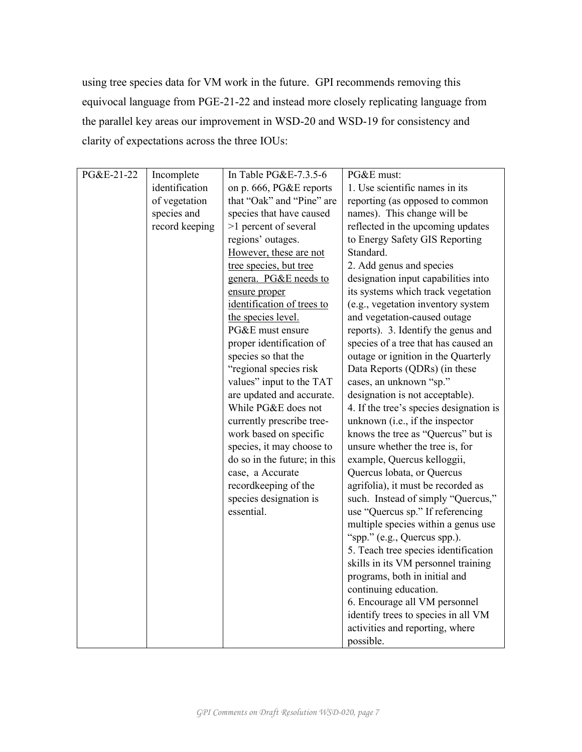using tree species data for VM work in the future. GPI recommends removing this equivocal language from PGE-21-22 and instead more closely replicating language from the parallel key areas our improvement in WSD-20 and WSD-19 for consistency and clarity of expectations across the three IOUs:

| | | | |
|---|---|---|---|
| PG&E-21-22 | Incomplete identification of vegetation species and record keeping | In Table PG&E-7.3.5-6 on p. 666, PG&E reports that "Oak" and "Pine" are species that have caused >1 percent of several regions' outages. <u>However, these are not tree species, but tree genera. PG&E needs to ensure proper identification of trees to the species level.</u> PG&E must ensure proper identification of species so that the "regional species risk values" input to the TAT are updated and accurate. While PG&E does not currently prescribe tree-work based on specific species, it may choose to do so in the future; in this case, a Accurate recordkeeping of the species designation is essential. | PG&E must:<br>1. Use scientific names in its reporting (as opposed to common names). This change will be reflected in the upcoming updates to Energy Safety GIS Reporting Standard.<br>2. Add genus and species designation input capabilities into its systems which track vegetation (e.g., vegetation inventory system and vegetation-caused outage reports). 3. Identify the genus and species of a tree that has caused an outage or ignition in the Quarterly Data Reports (QDRs) (in these cases, an unknown "sp." designation is not acceptable).<br>4. If the tree's species designation is unknown (i.e., if the inspector knows the tree as "Quercus" but is unsure whether the tree is, for example, Quercus kelloggii, Quercus lobata, or Quercus agrifolia), it must be recorded as such. Instead of simply "Quercus," use "Quercus sp." If referencing multiple species within a genus use "spp." (e.g., Quercus spp.).<br>5. Teach tree species identification skills in its VM personnel training programs, both in initial and continuing education.<br>6. Encourage all VM personnel identify trees to species in all VM activities and reporting, where possible. |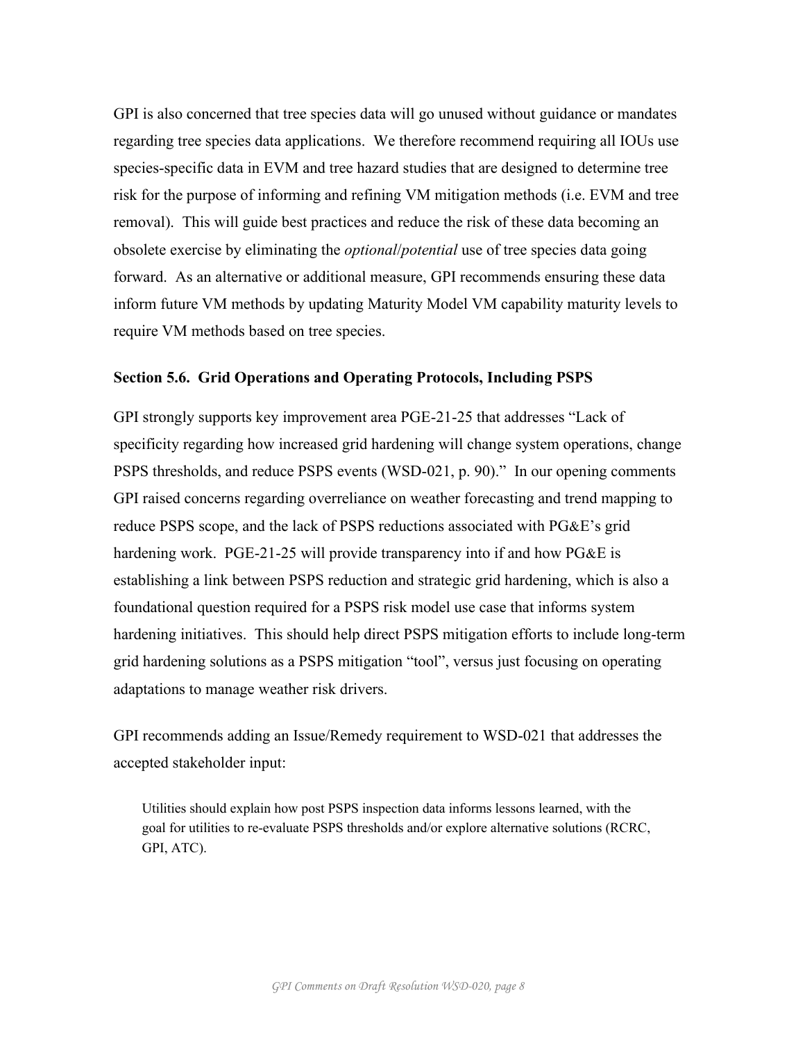GPI is also concerned that tree species data will go unused without guidance or mandates regarding tree species data applications. We therefore recommend requiring all IOUs use species-specific data in EVM and tree hazard studies that are designed to determine tree risk for the purpose of informing and refining VM mitigation methods (i.e. EVM and tree removal). This will guide best practices and reduce the risk of these data becoming an obsolete exercise by eliminating the *optional*/*potential* use of tree species data going forward. As an alternative or additional measure, GPI recommends ensuring these data inform future VM methods by updating Maturity Model VM capability maturity levels to require VM methods based on tree species.

### Section 5.6. Grid Operations and Operating Protocols, Including PSPS

GPI strongly supports key improvement area PGE-21-25 that addresses "Lack of specificity regarding how increased grid hardening will change system operations, change PSPS thresholds, and reduce PSPS events (WSD-021, p. 90)." In our opening comments GPI raised concerns regarding overreliance on weather forecasting and trend mapping to reduce PSPS scope, and the lack of PSPS reductions associated with PG&E's grid hardening work. PGE-21-25 will provide transparency into if and how PG&E is establishing a link between PSPS reduction and strategic grid hardening, which is also a foundational question required for a PSPS risk model use case that informs system hardening initiatives. This should help direct PSPS mitigation efforts to include long-term grid hardening solutions as a PSPS mitigation "tool", versus just focusing on operating adaptations to manage weather risk drivers.

GPI recommends adding an Issue/Remedy requirement to WSD-021 that addresses the accepted stakeholder input:

> Utilities should explain how post PSPS inspection data informs lessons learned, with the goal for utilities to re-evaluate PSPS thresholds and/or explore alternative solutions (RCRC, GPI, ATC).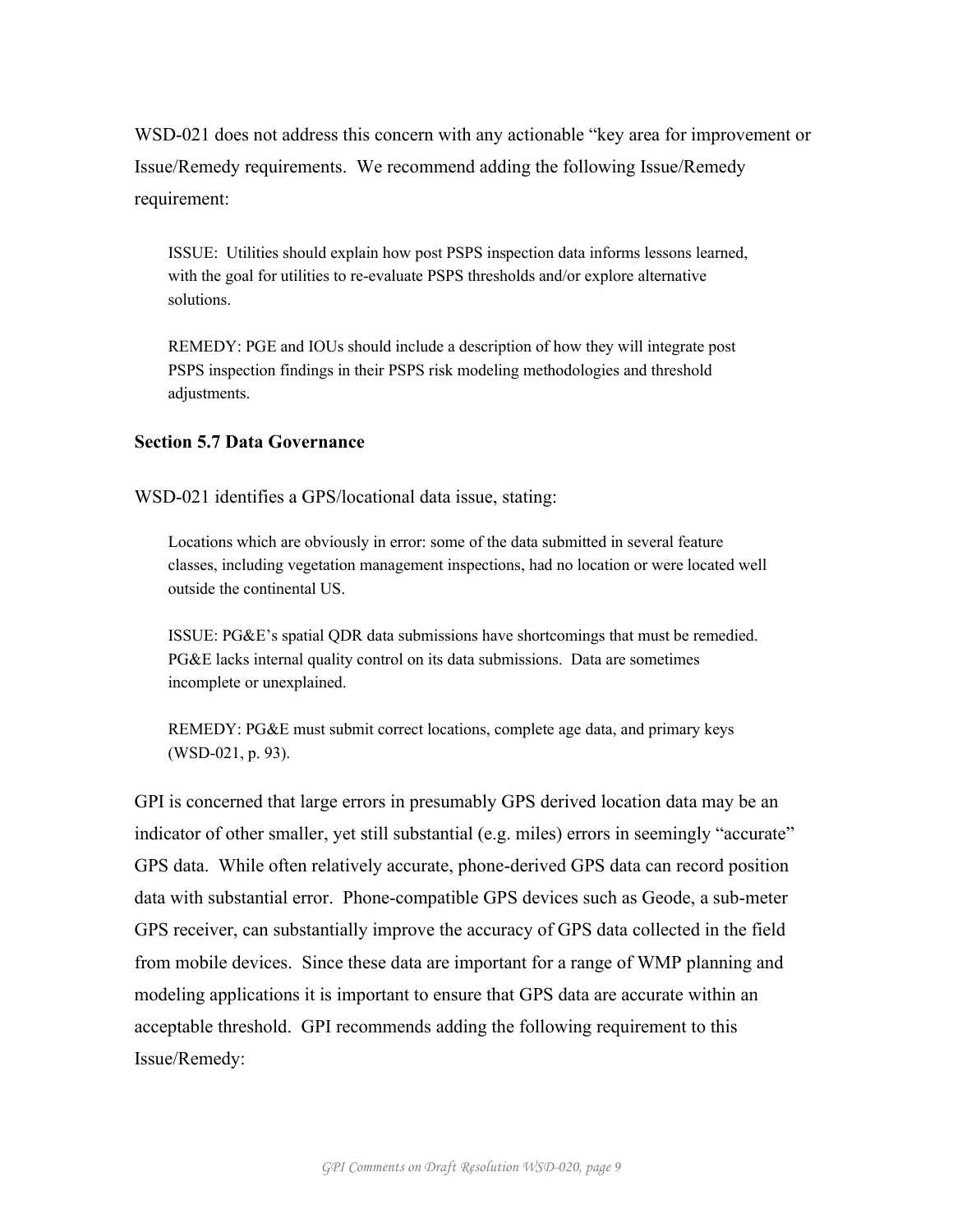WSD-021 does not address this concern with any actionable "key area for improvement or Issue/Remedy requirements. We recommend adding the following Issue/Remedy requirement:

> ISSUE: Utilities should explain how post PSPS inspection data informs lessons learned, with the goal for utilities to re-evaluate PSPS thresholds and/or explore alternative solutions.
>
> REMEDY: PGE and IOUs should include a description of how they will integrate post PSPS inspection findings in their PSPS risk modeling methodologies and threshold adjustments.

**Section 5.7 Data Governance**

WSD-021 identifies a GPS/locational data issue, stating:

> Locations which are obviously in error: some of the data submitted in several feature classes, including vegetation management inspections, had no location or were located well outside the continental US.
>
> ISSUE: PG&E's spatial QDR data submissions have shortcomings that must be remedied. PG&E lacks internal quality control on its data submissions. Data are sometimes incomplete or unexplained.
>
> REMEDY: PG&E must submit correct locations, complete age data, and primary keys (WSD-021, p. 93).

GPI is concerned that large errors in presumably GPS derived location data may be an indicator of other smaller, yet still substantial (e.g. miles) errors in seemingly "accurate" GPS data. While often relatively accurate, phone-derived GPS data can record position data with substantial error. Phone-compatible GPS devices such as Geode, a sub-meter GPS receiver, can substantially improve the accuracy of GPS data collected in the field from mobile devices. Since these data are important for a range of WMP planning and modeling applications it is important to ensure that GPS data are accurate within an acceptable threshold. GPI recommends adding the following requirement to this Issue/Remedy: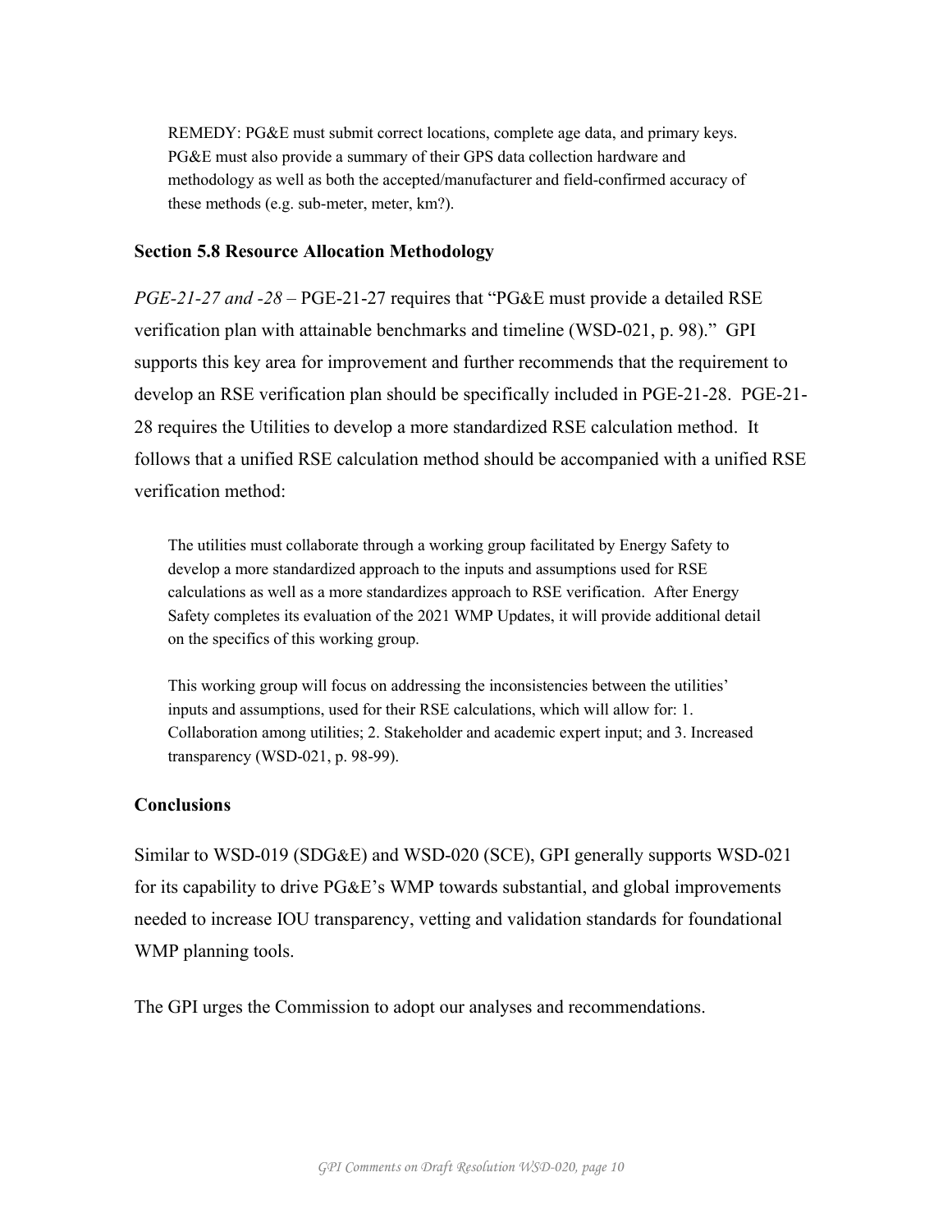> REMEDY: PG&E must submit correct locations, complete age data, and primary keys. PG&E must also provide a summary of their GPS data collection hardware and methodology as well as both the accepted/manufacturer and field-confirmed accuracy of these methods (e.g. sub-meter, meter, km?).

### Section 5.8 Resource Allocation Methodology

*PGE-21-27 and -28* – PGE-21-27 requires that "PG&E must provide a detailed RSE verification plan with attainable benchmarks and timeline (WSD-021, p. 98)." GPI supports this key area for improvement and further recommends that the requirement to develop an RSE verification plan should be specifically included in PGE-21-28. PGE-21-28 requires the Utilities to develop a more standardized RSE calculation method. It follows that a unified RSE calculation method should be accompanied with a unified RSE verification method:

> The utilities must collaborate through a working group facilitated by Energy Safety to develop a more standardized approach to the inputs and assumptions used for RSE calculations as well as a more standardizes approach to RSE verification. After Energy Safety completes its evaluation of the 2021 WMP Updates, it will provide additional detail on the specifics of this working group.
>
> This working group will focus on addressing the inconsistencies between the utilities' inputs and assumptions, used for their RSE calculations, which will allow for: 1. Collaboration among utilities; 2. Stakeholder and academic expert input; and 3. Increased transparency (WSD-021, p. 98-99).

### Conclusions

Similar to WSD-019 (SDG&E) and WSD-020 (SCE), GPI generally supports WSD-021 for its capability to drive PG&E's WMP towards substantial, and global improvements needed to increase IOU transparency, vetting and validation standards for foundational WMP planning tools.

The GPI urges the Commission to adopt our analyses and recommendations.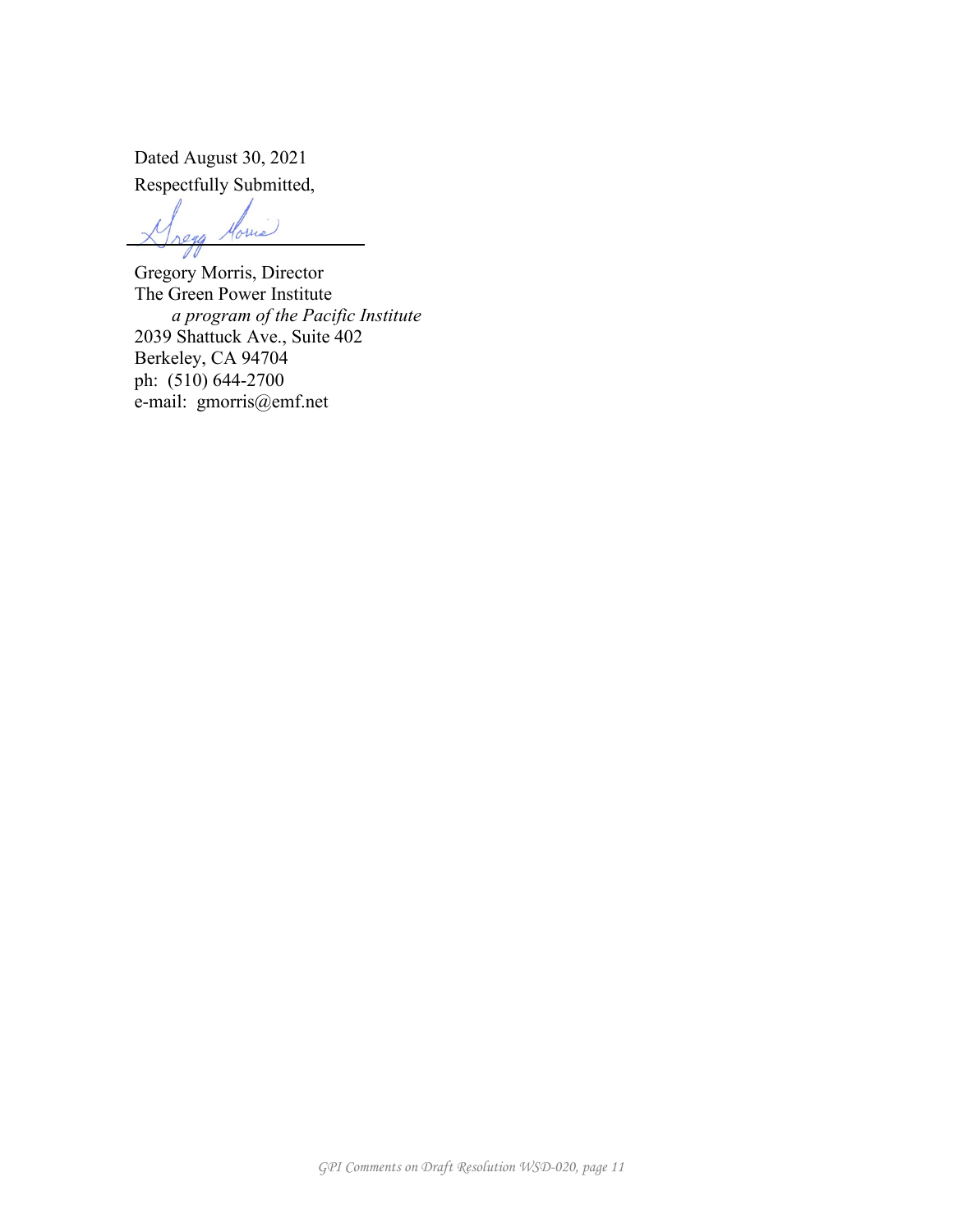Dated August 30, 2021

Respectfully Submitted,

Gregory Morris, Director  
The Green Power Institute  
*a program of the Pacific Institute*  
2039 Shattuck Ave., Suite 402  
Berkeley, CA 94704  
ph: (510) 644-2700  
e-mail: gmorris@emf.net